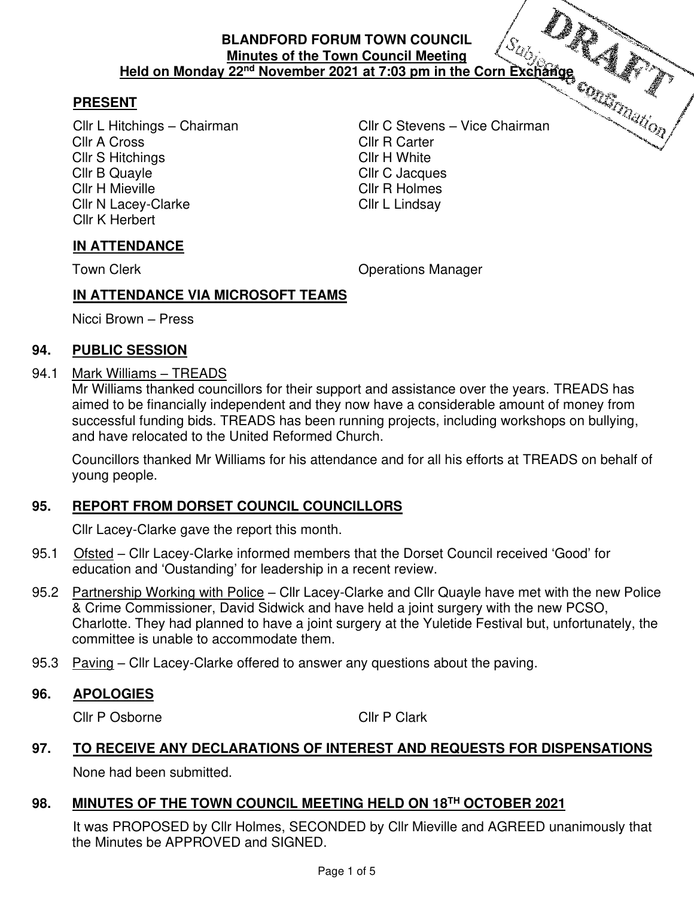# BLANDFORD FORUM TOWN COUNCIL
## Minutes of the Town Council Meeting
## Held on Monday 22nd November 2021 at 7:03 pm in the Corn Exchange

DRAFT Subject to confirmation

**PRESENT**

Cllr L Hitchings – Chairman
Cllr C Stevens – Vice Chairman
Cllr A Cross
Cllr R Carter
Cllr S Hitchings
Cllr H White
Cllr B Quayle
Cllr C Jacques
Cllr H Mieville
Cllr R Holmes
Cllr N Lacey-Clarke
Cllr L Lindsay
Cllr K Herbert

**IN ATTENDANCE**

Town Clerk
Operations Manager

**IN ATTENDANCE VIA MICROSOFT TEAMS**

Nicci Brown – Press

## 94. PUBLIC SESSION

94.1 Mark Williams – TREADS
Mr Williams thanked councillors for their support and assistance over the years. TREADS has aimed to be financially independent and they now have a considerable amount of money from successful funding bids. TREADS has been running projects, including workshops on bullying, and have relocated to the United Reformed Church.

Councillors thanked Mr Williams for his attendance and for all his efforts at TREADS on behalf of young people.

## 95. REPORT FROM DORSET COUNCIL COUNCILLORS

Cllr Lacey-Clarke gave the report this month.

95.1 Ofsted – Cllr Lacey-Clarke informed members that the Dorset Council received 'Good' for education and 'Oustanding' for leadership in a recent review.

95.2 Partnership Working with Police – Cllr Lacey-Clarke and Cllr Quayle have met with the new Police & Crime Commissioner, David Sidwick and have held a joint surgery with the new PCSO, Charlotte. They had planned to have a joint surgery at the Yuletide Festival but, unfortunately, the committee is unable to accommodate them.

95.3 Paving – Cllr Lacey-Clarke offered to answer any questions about the paving.

## 96. APOLOGIES

Cllr P Osborne
Cllr P Clark

## 97. TO RECEIVE ANY DECLARATIONS OF INTEREST AND REQUESTS FOR DISPENSATIONS

None had been submitted.

## 98. MINUTES OF THE TOWN COUNCIL MEETING HELD ON 18TH OCTOBER 2021

It was PROPOSED by Cllr Holmes, SECONDED by Cllr Mieville and AGREED unanimously that the Minutes be APPROVED and SIGNED.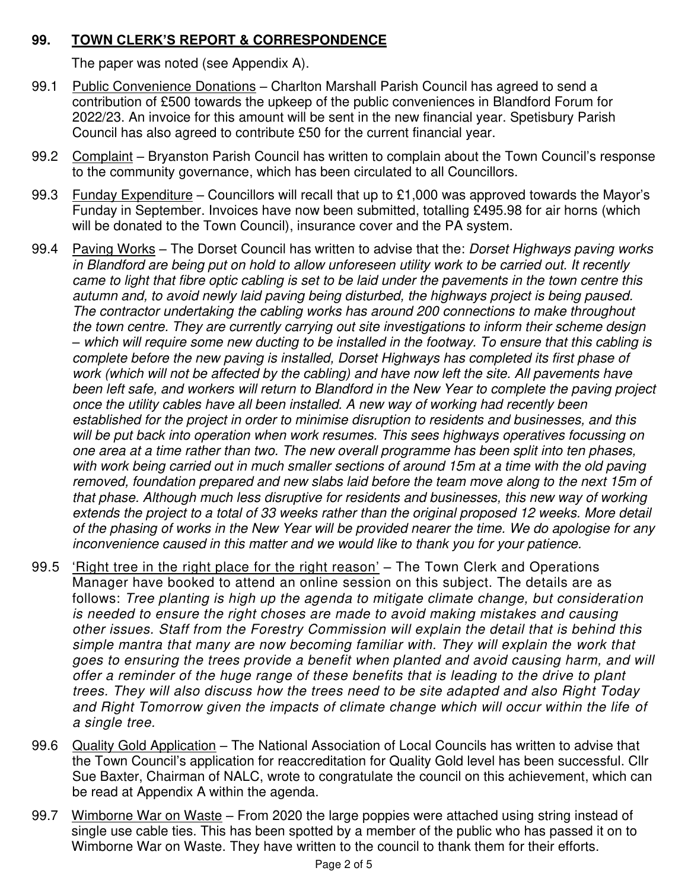## 99. <u>TOWN CLERK'S REPORT & CORRESPONDENCE</u>

The paper was noted (see Appendix A).

99.1 <u>Public Convenience Donations</u> – Charlton Marshall Parish Council has agreed to send a contribution of £500 towards the upkeep of the public conveniences in Blandford Forum for 2022/23. An invoice for this amount will be sent in the new financial year. Spetisbury Parish Council has also agreed to contribute £50 for the current financial year.

99.2 <u>Complaint</u> – Bryanston Parish Council has written to complain about the Town Council's response to the community governance, which has been circulated to all Councillors.

99.3 <u>Funday Expenditure</u> – Councillors will recall that up to £1,000 was approved towards the Mayor's Funday in September. Invoices have now been submitted, totalling £495.98 for air horns (which will be donated to the Town Council), insurance cover and the PA system.

99.4 <u>Paving Works</u> – The Dorset Council has written to advise that the: *Dorset Highways paving works in Blandford are being put on hold to allow unforeseen utility work to be carried out. It recently came to light that fibre optic cabling is set to be laid under the pavements in the town centre this autumn and, to avoid newly laid paving being disturbed, the highways project is being paused. The contractor undertaking the cabling works has around 200 connections to make throughout the town centre. They are currently carrying out site investigations to inform their scheme design – which will require some new ducting to be installed in the footway. To ensure that this cabling is complete before the new paving is installed, Dorset Highways has completed its first phase of work (which will not be affected by the cabling) and have now left the site. All pavements have been left safe, and workers will return to Blandford in the New Year to complete the paving project once the utility cables have all been installed. A new way of working had recently been established for the project in order to minimise disruption to residents and businesses, and this will be put back into operation when work resumes. This sees highways operatives focussing on one area at a time rather than two. The new overall programme has been split into ten phases, with work being carried out in much smaller sections of around 15m at a time with the old paving removed, foundation prepared and new slabs laid before the team move along to the next 15m of that phase. Although much less disruptive for residents and businesses, this new way of working extends the project to a total of 33 weeks rather than the original proposed 12 weeks. More detail of the phasing of works in the New Year will be provided nearer the time. We do apologise for any inconvenience caused in this matter and we would like to thank you for your patience.*

99.5 <u>'Right tree in the right place for the right reason'</u> – The Town Clerk and Operations Manager have booked to attend an online session on this subject. The details are as follows: *Tree planting is high up the agenda to mitigate climate change, but consideration is needed to ensure the right choses are made to avoid making mistakes and causing other issues. Staff from the Forestry Commission will explain the detail that is behind this simple mantra that many are now becoming familiar with. They will explain the work that goes to ensuring the trees provide a benefit when planted and avoid causing harm, and will offer a reminder of the huge range of these benefits that is leading to the drive to plant trees. They will also discuss how the trees need to be site adapted and also Right Today and Right Tomorrow given the impacts of climate change which will occur within the life of a single tree.*

99.6 <u>Quality Gold Application</u> – The National Association of Local Councils has written to advise that the Town Council's application for reaccreditation for Quality Gold level has been successful. Cllr Sue Baxter, Chairman of NALC, wrote to congratulate the council on this achievement, which can be read at Appendix A within the agenda.

99.7 <u>Wimborne War on Waste</u> – From 2020 the large poppies were attached using string instead of single use cable ties. This has been spotted by a member of the public who has passed it on to Wimborne War on Waste. They have written to the council to thank them for their efforts.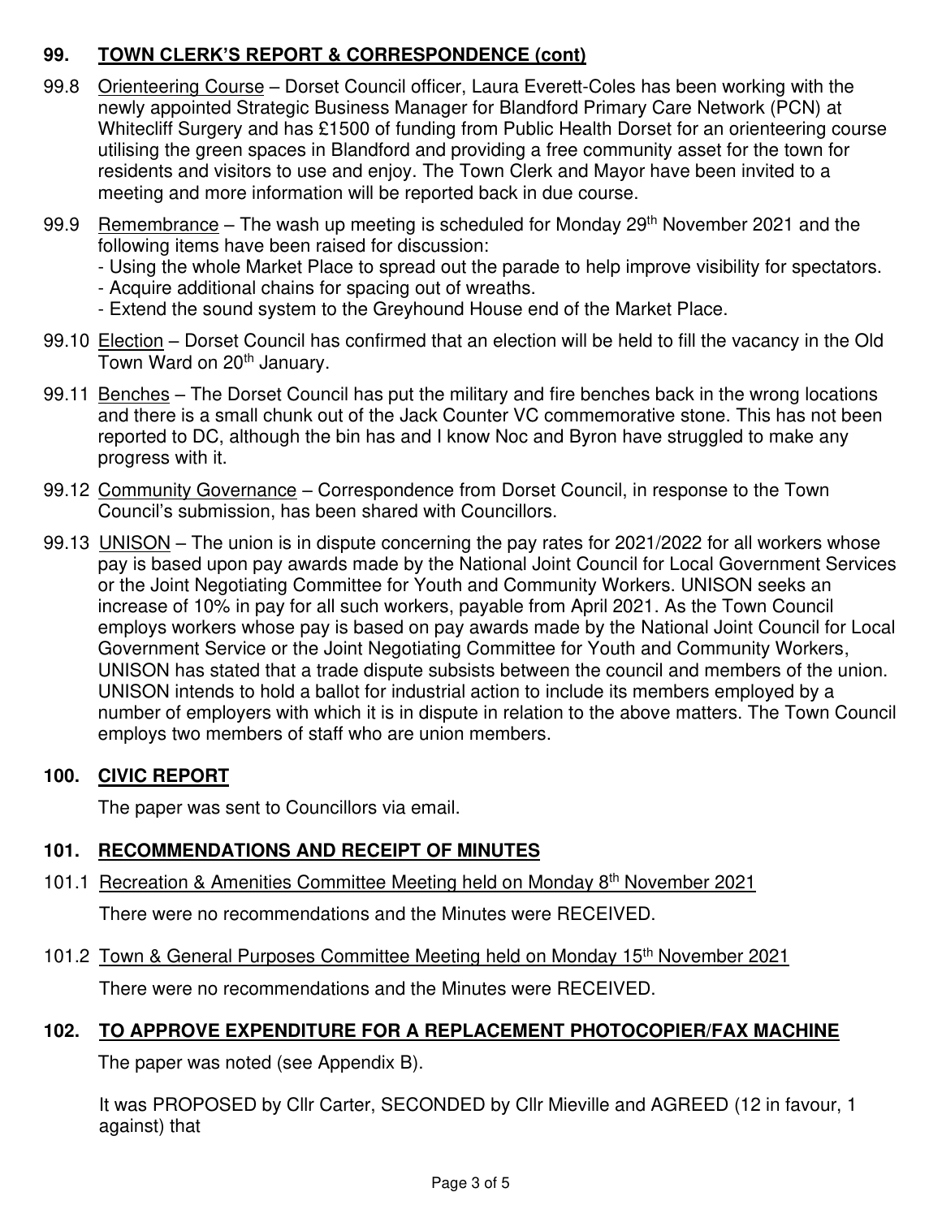## 99. TOWN CLERK'S REPORT & CORRESPONDENCE (cont)

99.8 Orienteering Course – Dorset Council officer, Laura Everett-Coles has been working with the newly appointed Strategic Business Manager for Blandford Primary Care Network (PCN) at Whitecliff Surgery and has £1500 of funding from Public Health Dorset for an orienteering course utilising the green spaces in Blandford and providing a free community asset for the town for residents and visitors to use and enjoy. The Town Clerk and Mayor have been invited to a meeting and more information will be reported back in due course.

99.9 Remembrance – The wash up meeting is scheduled for Monday 29th November 2021 and the following items have been raised for discussion:
- Using the whole Market Place to spread out the parade to help improve visibility for spectators.
- Acquire additional chains for spacing out of wreaths.
- Extend the sound system to the Greyhound House end of the Market Place.

99.10 Election – Dorset Council has confirmed that an election will be held to fill the vacancy in the Old Town Ward on 20th January.

99.11 Benches – The Dorset Council has put the military and fire benches back in the wrong locations and there is a small chunk out of the Jack Counter VC commemorative stone. This has not been reported to DC, although the bin has and I know Noc and Byron have struggled to make any progress with it.

99.12 Community Governance – Correspondence from Dorset Council, in response to the Town Council's submission, has been shared with Councillors.

99.13 UNISON – The union is in dispute concerning the pay rates for 2021/2022 for all workers whose pay is based upon pay awards made by the National Joint Council for Local Government Services or the Joint Negotiating Committee for Youth and Community Workers. UNISON seeks an increase of 10% in pay for all such workers, payable from April 2021. As the Town Council employs workers whose pay is based on pay awards made by the National Joint Council for Local Government Service or the Joint Negotiating Committee for Youth and Community Workers, UNISON has stated that a trade dispute subsists between the council and members of the union. UNISON intends to hold a ballot for industrial action to include its members employed by a number of employers with which it is in dispute in relation to the above matters. The Town Council employs two members of staff who are union members.

## 100. CIVIC REPORT

The paper was sent to Councillors via email.

## 101. RECOMMENDATIONS AND RECEIPT OF MINUTES

101.1 Recreation & Amenities Committee Meeting held on Monday 8th November 2021

There were no recommendations and the Minutes were RECEIVED.

101.2 Town & General Purposes Committee Meeting held on Monday 15th November 2021

There were no recommendations and the Minutes were RECEIVED.

## 102. TO APPROVE EXPENDITURE FOR A REPLACEMENT PHOTOCOPIER/FAX MACHINE

The paper was noted (see Appendix B).

It was PROPOSED by Cllr Carter, SECONDED by Cllr Mieville and AGREED (12 in favour, 1 against) that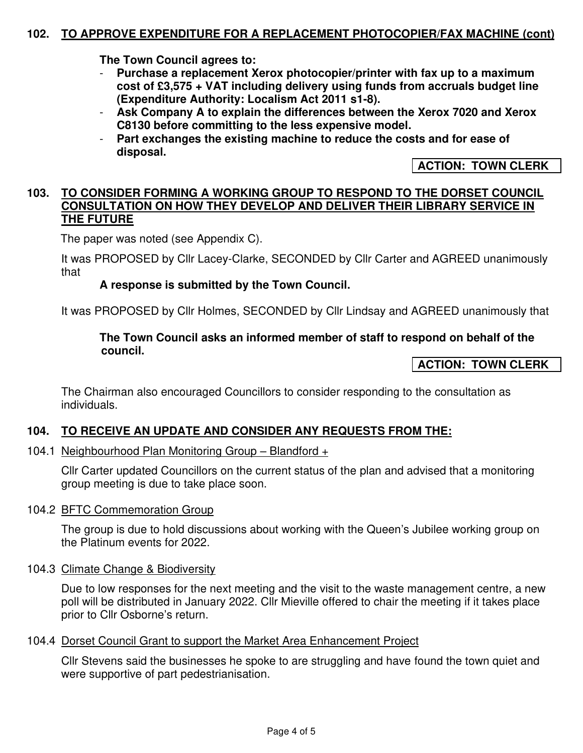## 102. TO APPROVE EXPENDITURE FOR A REPLACEMENT PHOTOCOPIER/FAX MACHINE (cont)

**The Town Council agrees to:**

- **Purchase a replacement Xerox photocopier/printer with fax up to a maximum cost of £3,575 + VAT including delivery using funds from accruals budget line (Expenditure Authority: Localism Act 2011 s1-8).**
- **Ask Company A to explain the differences between the Xerox 7020 and Xerox C8130 before committing to the less expensive model.**
- **Part exchanges the existing machine to reduce the costs and for ease of disposal.**

**ACTION: TOWN CLERK**

## 103. TO CONSIDER FORMING A WORKING GROUP TO RESPOND TO THE DORSET COUNCIL CONSULTATION ON HOW THEY DEVELOP AND DELIVER THEIR LIBRARY SERVICE IN THE FUTURE

The paper was noted (see Appendix C).

It was PROPOSED by Cllr Lacey-Clarke, SECONDED by Cllr Carter and AGREED unanimously that

**A response is submitted by the Town Council.**

It was PROPOSED by Cllr Holmes, SECONDED by Cllr Lindsay and AGREED unanimously that

**The Town Council asks an informed member of staff to respond on behalf of the council.**

**ACTION: TOWN CLERK**

The Chairman also encouraged Councillors to consider responding to the consultation as individuals.

## 104. TO RECEIVE AN UPDATE AND CONSIDER ANY REQUESTS FROM THE:

104.1 Neighbourhood Plan Monitoring Group – Blandford +

Cllr Carter updated Councillors on the current status of the plan and advised that a monitoring group meeting is due to take place soon.

104.2 BFTC Commemoration Group

The group is due to hold discussions about working with the Queen's Jubilee working group on the Platinum events for 2022.

104.3 Climate Change & Biodiversity

Due to low responses for the next meeting and the visit to the waste management centre, a new poll will be distributed in January 2022. Cllr Mieville offered to chair the meeting if it takes place prior to Cllr Osborne's return.

104.4 Dorset Council Grant to support the Market Area Enhancement Project

Cllr Stevens said the businesses he spoke to are struggling and have found the town quiet and were supportive of part pedestrianisation.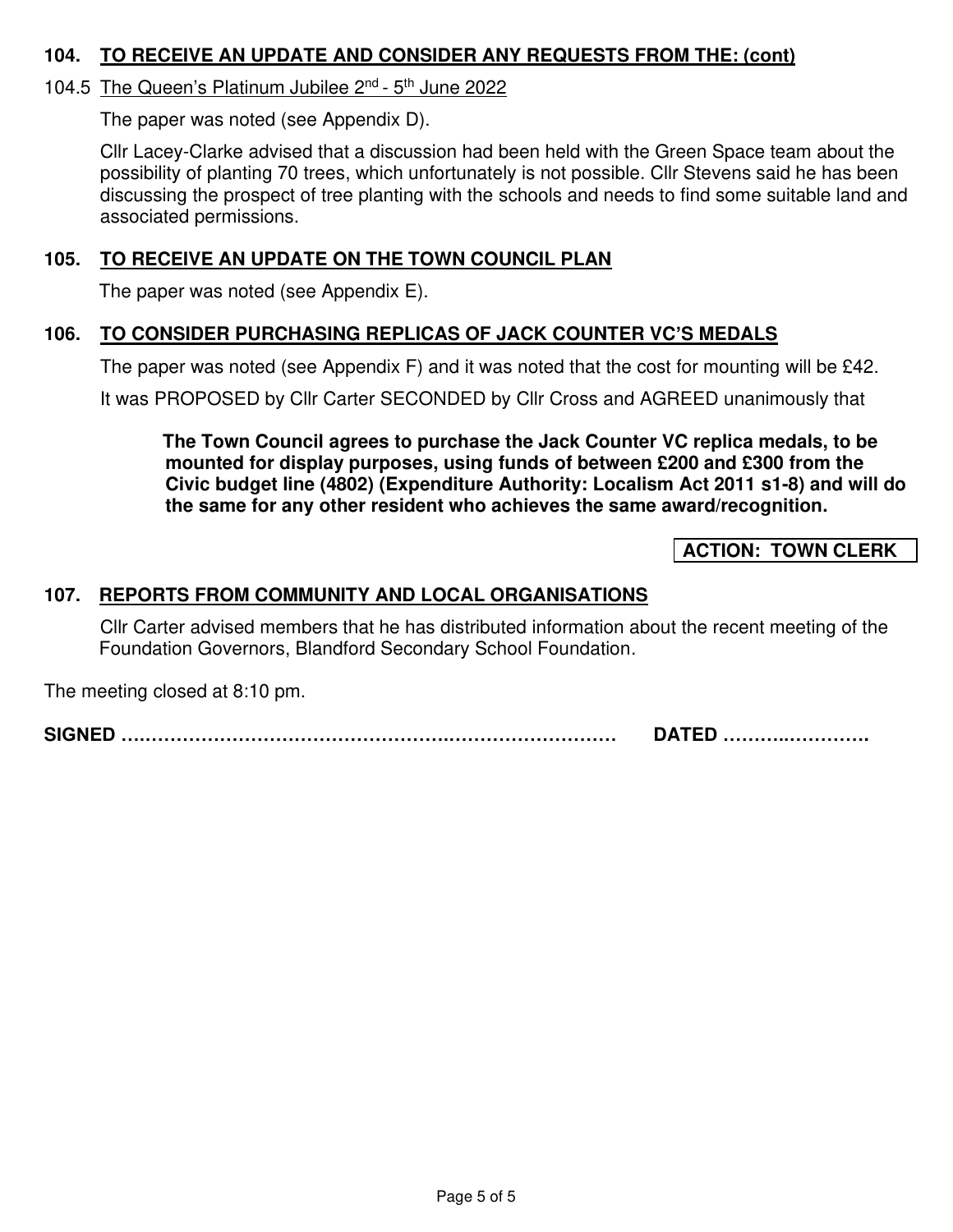## 104. TO RECEIVE AN UPDATE AND CONSIDER ANY REQUESTS FROM THE: (cont)

104.5 The Queen's Platinum Jubilee 2nd - 5th June 2022

The paper was noted (see Appendix D).

Cllr Lacey-Clarke advised that a discussion had been held with the Green Space team about the possibility of planting 70 trees, which unfortunately is not possible. Cllr Stevens said he has been discussing the prospect of tree planting with the schools and needs to find some suitable land and associated permissions.

## 105. TO RECEIVE AN UPDATE ON THE TOWN COUNCIL PLAN

The paper was noted (see Appendix E).

## 106. TO CONSIDER PURCHASING REPLICAS OF JACK COUNTER VC'S MEDALS

The paper was noted (see Appendix F) and it was noted that the cost for mounting will be £42.

It was PROPOSED by Cllr Carter SECONDED by Cllr Cross and AGREED unanimously that

> **The Town Council agrees to purchase the Jack Counter VC replica medals, to be mounted for display purposes, using funds of between £200 and £300 from the Civic budget line (4802) (Expenditure Authority: Localism Act 2011 s1-8) and will do the same for any other resident who achieves the same award/recognition.**

**ACTION: TOWN CLERK**

## 107. REPORTS FROM COMMUNITY AND LOCAL ORGANISATIONS

Cllr Carter advised members that he has distributed information about the recent meeting of the Foundation Governors, Blandford Secondary School Foundation.

The meeting closed at 8:10 pm.

**SIGNED ………………………………………………………………………   DATED ……….…………**